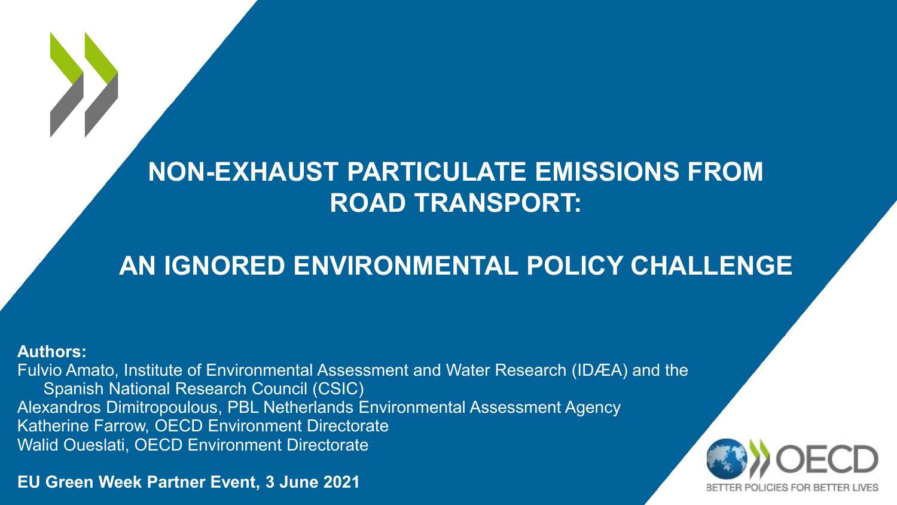# NON-EXHAUST PARTICULATE EMISSIONS FROM ROAD TRANSPORT:

# AN IGNORED ENVIRONMENTAL POLICY CHALLENGE

**Authors:**

Fulvio Amato, Institute of Environmental Assessment and Water Research (IDÆA) and the Spanish National Research Council (CSIC)
Alexandros Dimitropoulous, PBL Netherlands Environmental Assessment Agency
Katherine Farrow, OECD Environment Directorate
Walid Oueslati, OECD Environment Directorate

**EU Green Week Partner Event, 3 June 2021**

OECD
BETTER POLICIES FOR BETTER LIVES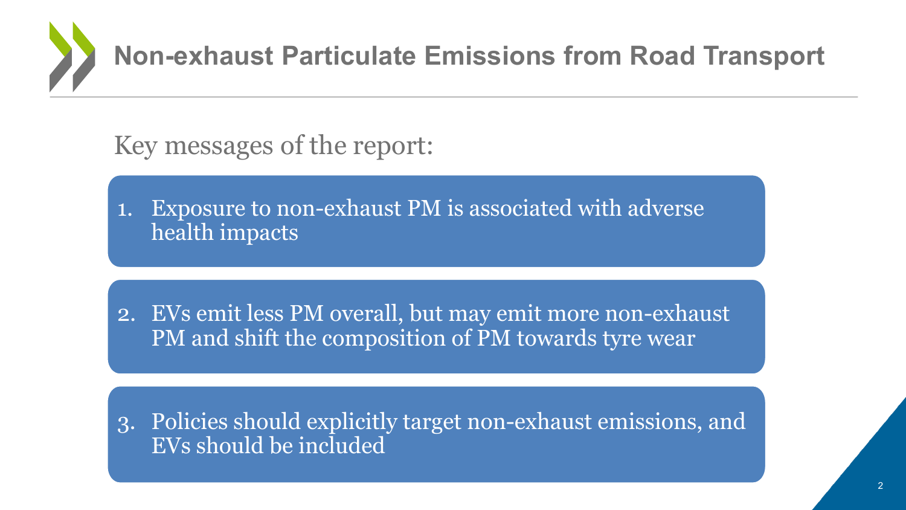# Non-exhaust Particulate Emissions from Road Transport

Key messages of the report:

1. Exposure to non-exhaust PM is associated with adverse health impacts
2. EVs emit less PM overall, but may emit more non-exhaust PM and shift the composition of PM towards tyre wear
3. Policies should explicitly target non-exhaust emissions, and EVs should be included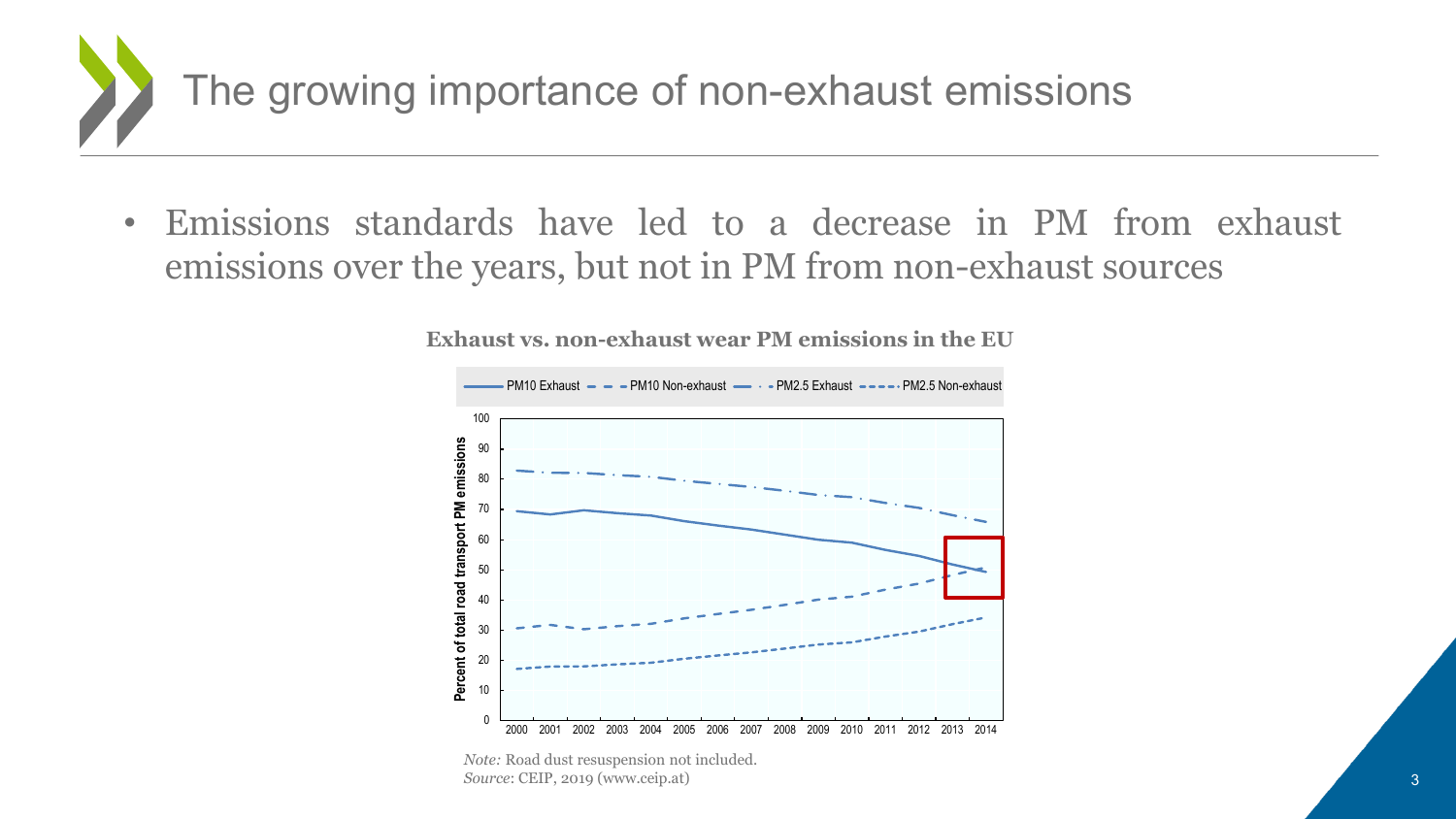# The growing importance of non-exhaust emissions

- Emissions standards have led to a decrease in PM from exhaust emissions over the years, but not in PM from non-exhaust sources

**Exhaust vs. non-exhaust wear PM emissions in the EU**

*Note:* Road dust resuspension not included.
*Source*: CEIP, 2019 (www.ceip.at)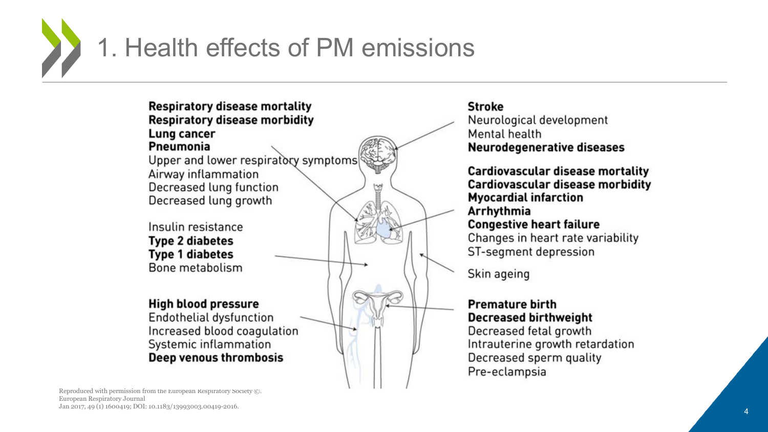# 1. Health effects of PM emissions

**Respiratory disease mortality**
**Respiratory disease morbidity**
**Lung cancer**
**Pneumonia**
Upper and lower respiratory symptoms
Airway inflammation
Decreased lung function
Decreased lung growth

Insulin resistance
**Type 2 diabetes**
**Type 1 diabetes**
Bone metabolism

**High blood pressure**
Endothelial dysfunction
Increased blood coagulation
Systemic inflammation
**Deep venous thrombosis**

**Stroke**
Neurological development
Mental health
**Neurodegenerative diseases**

**Cardiovascular disease mortality**
**Cardiovascular disease morbidity**
**Myocardial infarction**
**Arrhythmia**
**Congestive heart failure**
Changes in heart rate variability
ST-segment depression

Skin ageing

**Premature birth**
**Decreased birthweight**
Decreased fetal growth
Intrauterine growth retardation
Decreased sperm quality
Pre-eclampsia

Reproduced with permission from the European Respiratory Society ©.
European Respiratory Journal
Jan 2017, 49 (1) 1600419; DOI: 10.1183/13993003.00419-2016.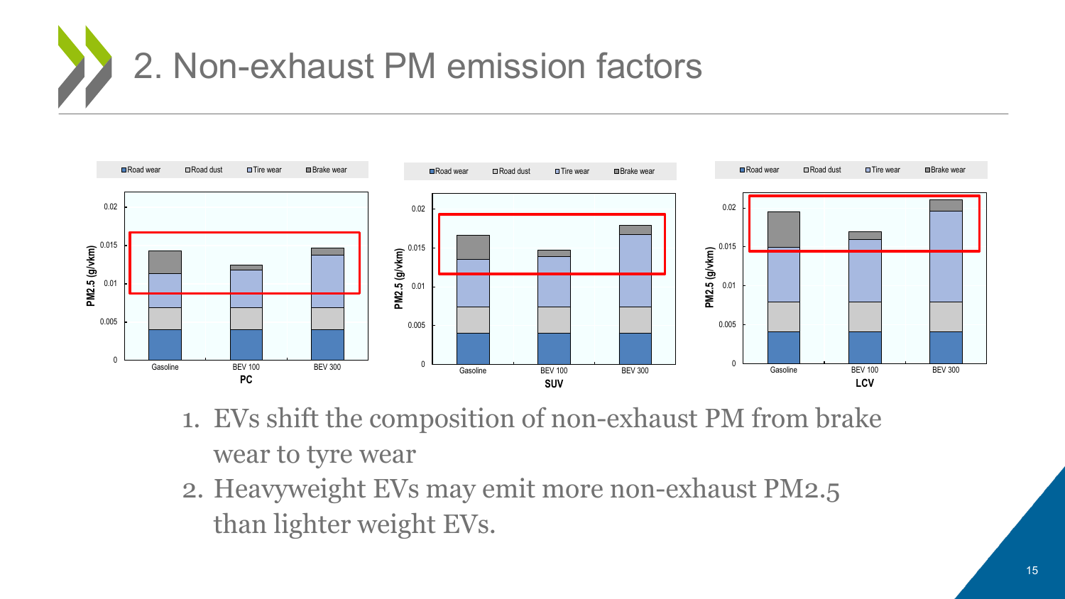# 2. Non-exhaust PM emission factors

1. EVs shift the composition of non-exhaust PM from brake wear to tyre wear
2. Heavyweight EVs may emit more non-exhaust PM2.5 than lighter weight EVs.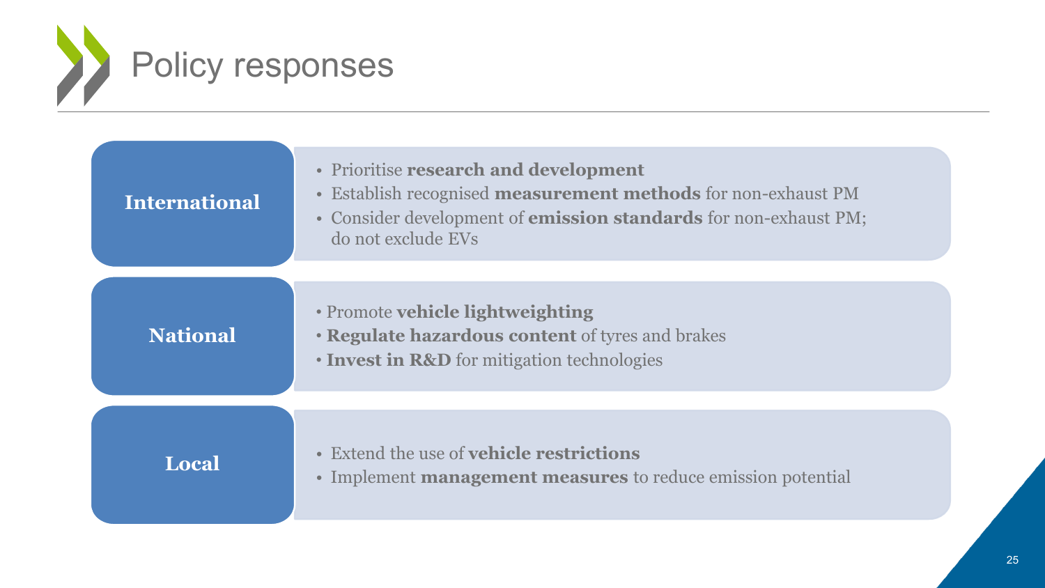# Policy responses

### International

- Prioritise **research and development**
- Establish recognised **measurement methods** for non-exhaust PM
- Consider development of **emission standards** for non-exhaust PM; do not exclude EVs

### National

- Promote **vehicle lightweighting**
- **Regulate hazardous content** of tyres and brakes
- **Invest in R&D** for mitigation technologies

### Local

- Extend the use of **vehicle restrictions**
- Implement **management measures** to reduce emission potential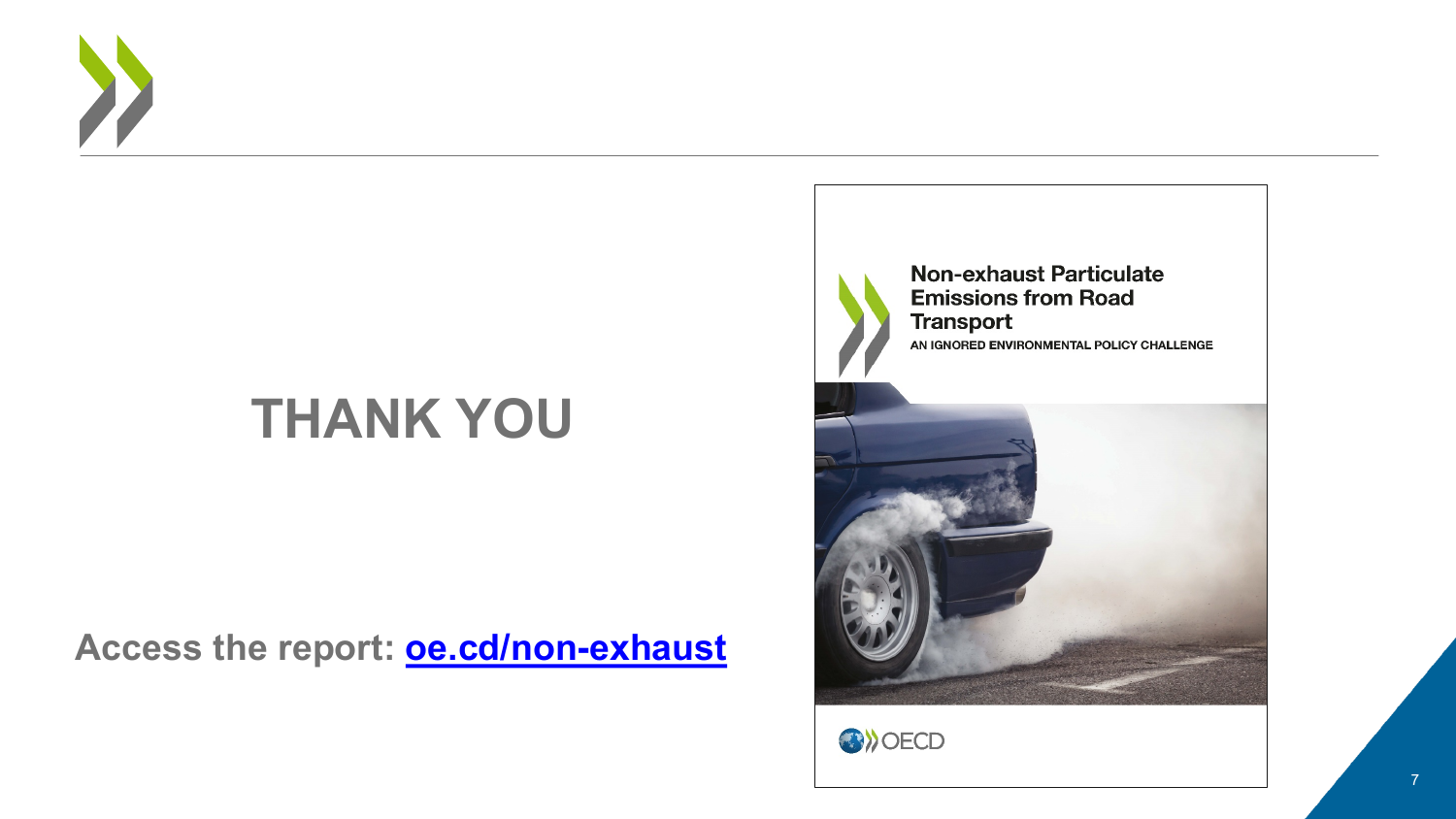# THANK YOU

**Access the report: oe.cd/non-exhaust**

**Non-exhaust Particulate Emissions from Road Transport**

AN IGNORED ENVIRONMENTAL POLICY CHALLENGE

OECD